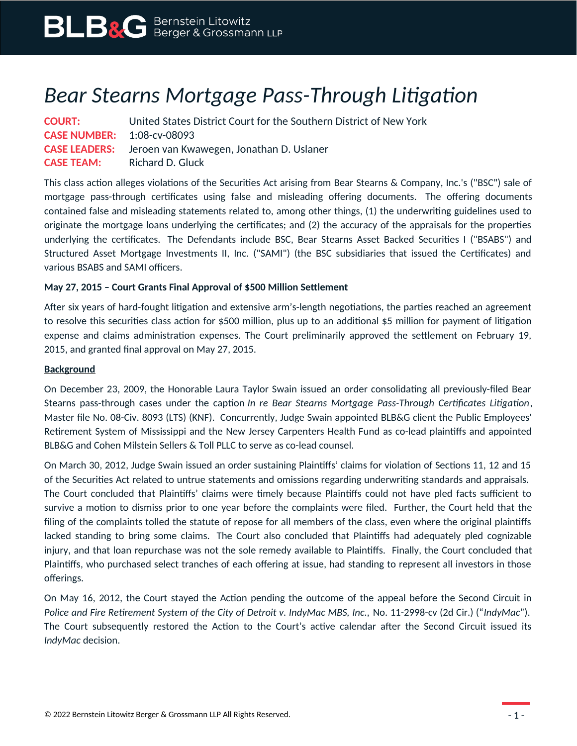# Bear Stearns Mortgage Pass-Through Litigation

**COURT:** United States District Court for the Southern District of New York
**CASE NUMBER:** 1:08-cv-08093
**CASE LEADERS:** Jeroen van Kwawegen, Jonathan D. Uslaner
**CASE TEAM:** Richard D. Gluck

This class action alleges violations of the Securities Act arising from Bear Stearns & Company, Inc.'s ("BSC") sale of mortgage pass-through certificates using false and misleading offering documents. The offering documents contained false and misleading statements related to, among other things, (1) the underwriting guidelines used to originate the mortgage loans underlying the certificates; and (2) the accuracy of the appraisals for the properties underlying the certificates. The Defendants include BSC, Bear Stearns Asset Backed Securities I ("BSABS") and Structured Asset Mortgage Investments II, Inc. ("SAMI") (the BSC subsidiaries that issued the Certificates) and various BSABS and SAMI officers.

**May 27, 2015 – Court Grants Final Approval of $500 Million Settlement**

After six years of hard-fought litigation and extensive arm's-length negotiations, the parties reached an agreement to resolve this securities class action for $500 million, plus up to an additional $5 million for payment of litigation expense and claims administration expenses. The Court preliminarily approved the settlement on February 19, 2015, and granted final approval on May 27, 2015.

**Background**

On December 23, 2009, the Honorable Laura Taylor Swain issued an order consolidating all previously-filed Bear Stearns pass-through cases under the caption *In re Bear Stearns Mortgage Pass-Through Certificates Litigation*, Master file No. 08-Civ. 8093 (LTS) (KNF). Concurrently, Judge Swain appointed BLB&G client the Public Employees' Retirement System of Mississippi and the New Jersey Carpenters Health Fund as co-lead plaintiffs and appointed BLB&G and Cohen Milstein Sellers & Toll PLLC to serve as co-lead counsel.

On March 30, 2012, Judge Swain issued an order sustaining Plaintiffs' claims for violation of Sections 11, 12 and 15 of the Securities Act related to untrue statements and omissions regarding underwriting standards and appraisals. The Court concluded that Plaintiffs' claims were timely because Plaintiffs could not have pled facts sufficient to survive a motion to dismiss prior to one year before the complaints were filed. Further, the Court held that the filing of the complaints tolled the statute of repose for all members of the class, even where the original plaintiffs lacked standing to bring some claims. The Court also concluded that Plaintiffs had adequately pled cognizable injury, and that loan repurchase was not the sole remedy available to Plaintiffs. Finally, the Court concluded that Plaintiffs, who purchased select tranches of each offering at issue, had standing to represent all investors in those offerings.

On May 16, 2012, the Court stayed the Action pending the outcome of the appeal before the Second Circuit in *Police and Fire Retirement System of the City of Detroit v. IndyMac MBS, Inc.*, No. 11-2998-cv (2d Cir.) ("*IndyMac*"). The Court subsequently restored the Action to the Court's active calendar after the Second Circuit issued its *IndyMac* decision.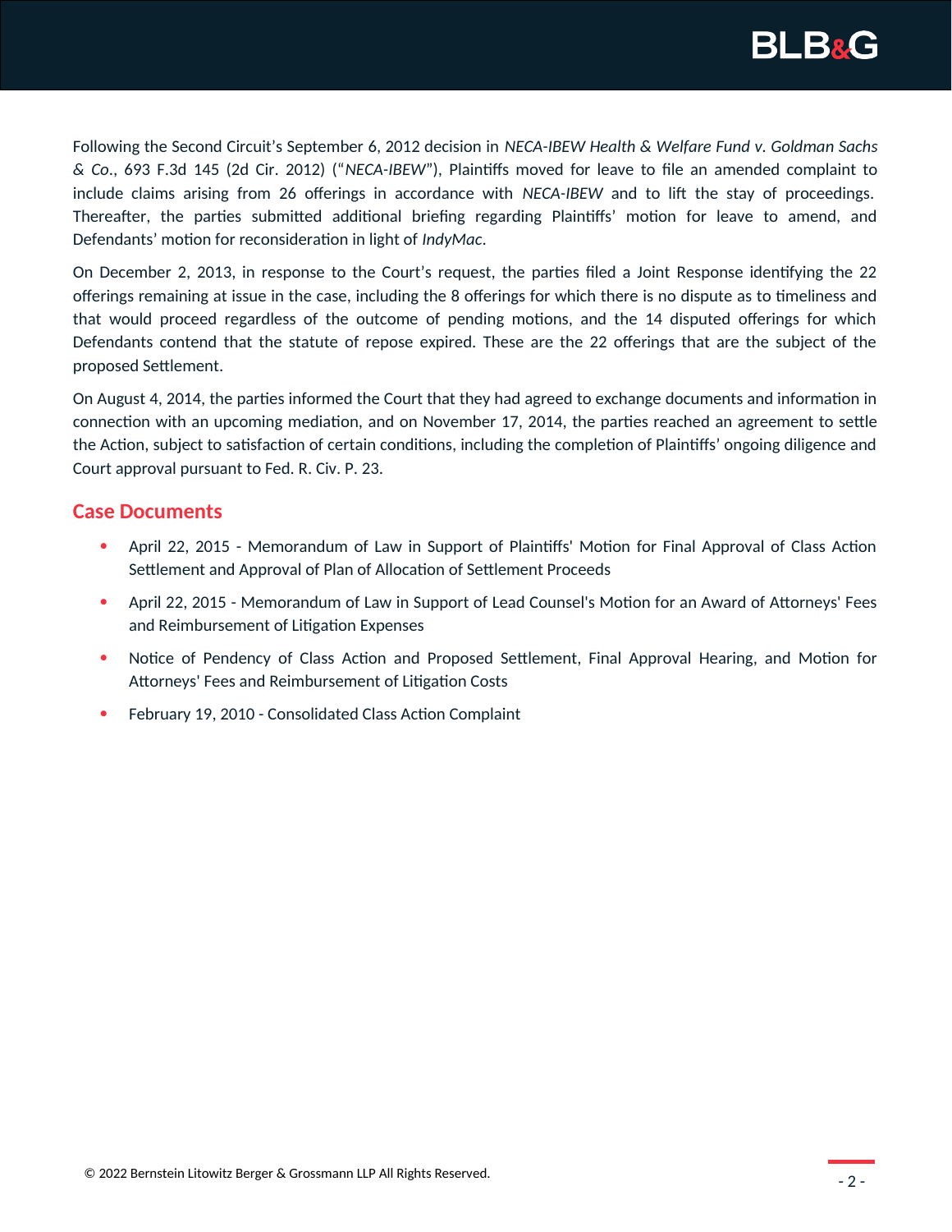Following the Second Circuit's September 6, 2012 decision in *NECA-IBEW Health & Welfare Fund v. Goldman Sachs & Co*., 693 F.3d 145 (2d Cir. 2012) ("*NECA-IBEW*"), Plaintiffs moved for leave to file an amended complaint to include claims arising from 26 offerings in accordance with *NECA-IBEW* and to lift the stay of proceedings. Thereafter, the parties submitted additional briefing regarding Plaintiffs' motion for leave to amend, and Defendants' motion for reconsideration in light of *IndyMac*.

On December 2, 2013, in response to the Court's request, the parties filed a Joint Response identifying the 22 offerings remaining at issue in the case, including the 8 offerings for which there is no dispute as to timeliness and that would proceed regardless of the outcome of pending motions, and the 14 disputed offerings for which Defendants contend that the statute of repose expired. These are the 22 offerings that are the subject of the proposed Settlement.

On August 4, 2014, the parties informed the Court that they had agreed to exchange documents and information in connection with an upcoming mediation, and on November 17, 2014, the parties reached an agreement to settle the Action, subject to satisfaction of certain conditions, including the completion of Plaintiffs' ongoing diligence and Court approval pursuant to Fed. R. Civ. P. 23.

## Case Documents

- April 22, 2015 - Memorandum of Law in Support of Plaintiffs' Motion for Final Approval of Class Action Settlement and Approval of Plan of Allocation of Settlement Proceeds
- April 22, 2015 - Memorandum of Law in Support of Lead Counsel's Motion for an Award of Attorneys' Fees and Reimbursement of Litigation Expenses
- Notice of Pendency of Class Action and Proposed Settlement, Final Approval Hearing, and Motion for Attorneys' Fees and Reimbursement of Litigation Costs
- February 19, 2010 - Consolidated Class Action Complaint